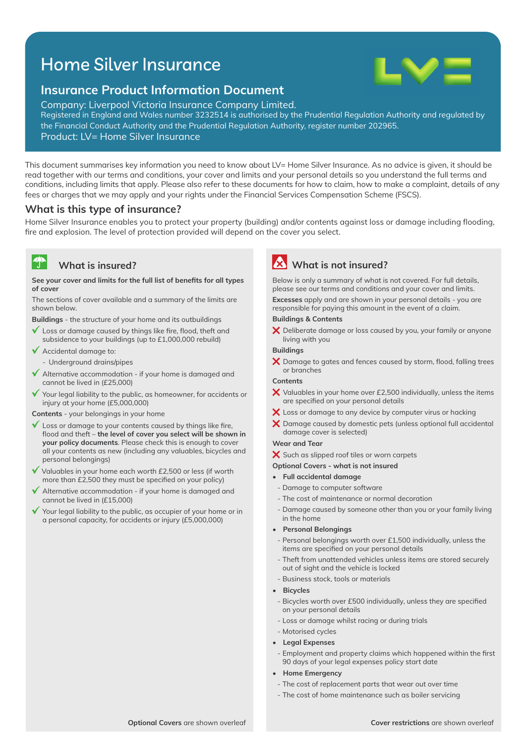# Home Silver Insurance

## Insurance Product Information Document

Company: Liverpool Victoria Insurance Company Limited.
Registered in England and Wales number 3232514 is authorised by the Prudential Regulation Authority and regulated by the Financial Conduct Authority and the Prudential Regulation Authority, register number 202965.
Product: LV= Home Silver Insurance

This document summarises key information you need to know about LV= Home Silver Insurance. As no advice is given, it should be read together with our terms and conditions, your cover and limits and your personal details so you understand the full terms and conditions, including limits that apply. Please also refer to these documents for how to claim, how to make a complaint, details of any fees or charges that we may apply and your rights under the Financial Services Compensation Scheme (FSCS).

### What is this type of insurance?

Home Silver Insurance enables you to protect your property (building) and/or contents against loss or damage including flooding, fire and explosion. The level of protection provided will depend on the cover you select.

### What is insured?

**See your cover and limits for the full list of benefits for all types of cover**

The sections of cover available and a summary of the limits are shown below.

**Buildings** - the structure of your home and its outbuildings

- ✓ Loss or damage caused by things like fire, flood, theft and subsidence to your buildings (up to £1,000,000 rebuild)
- ✓ Accidental damage to:
  - Underground drains/pipes
- ✓ Alternative accommodation - if your home is damaged and cannot be lived in (£25,000)
- ✓ Your legal liability to the public, as homeowner, for accidents or injury at your home (£5,000,000)

**Contents** - your belongings in your home

- ✓ Loss or damage to your contents caused by things like fire, flood and theft – **the level of cover you select will be shown in your policy documents**. Please check this is enough to cover all your contents as new (including any valuables, bicycles and personal belongings)
- ✓ Valuables in your home each worth £2,500 or less (if worth more than £2,500 they must be specified on your policy)
- ✓ Alternative accommodation - if your home is damaged and cannot be lived in (£15,000)
- ✓ Your legal liability to the public, as occupier of your home or in a personal capacity, for accidents or injury (£5,000,000)

**Optional Covers** are shown overleaf

### What is not insured?

Below is only a summary of what is not covered. For full details, please see our terms and conditions and your cover and limits.

**Excesses** apply and are shown in your personal details - you are responsible for paying this amount in the event of a claim.

**Buildings & Contents**

- ✗ Deliberate damage or loss caused by you, your family or anyone living with you

**Buildings**

- ✗ Damage to gates and fences caused by storm, flood, falling trees or branches

**Contents**

- ✗ Valuables in your home over £2,500 individually, unless the items are specified on your personal details
- ✗ Loss or damage to any device by computer virus or hacking
- ✗ Damage caused by domestic pets (unless optional full accidental damage cover is selected)

**Wear and Tear**

- ✗ Such as slipped roof tiles or worn carpets

**Optional Covers - what is not insured**

- **Full accidental damage**
  - Damage to computer software
  - The cost of maintenance or normal decoration
  - Damage caused by someone other than you or your family living in the home
- **Personal Belongings**
  - Personal belongings worth over £1,500 individually, unless the items are specified on your personal details
  - Theft from unattended vehicles unless items are stored securely out of sight and the vehicle is locked
  - Business stock, tools or materials
- **Bicycles**
  - Bicycles worth over £500 individually, unless they are specified on your personal details
  - Loss or damage whilst racing or during trials
  - Motorised cycles
- **Legal Expenses**
  - Employment and property claims which happened within the first 90 days of your legal expenses policy start date
- **Home Emergency**
  - The cost of replacement parts that wear out over time
  - The cost of home maintenance such as boiler servicing

**Cover restrictions** are shown overleaf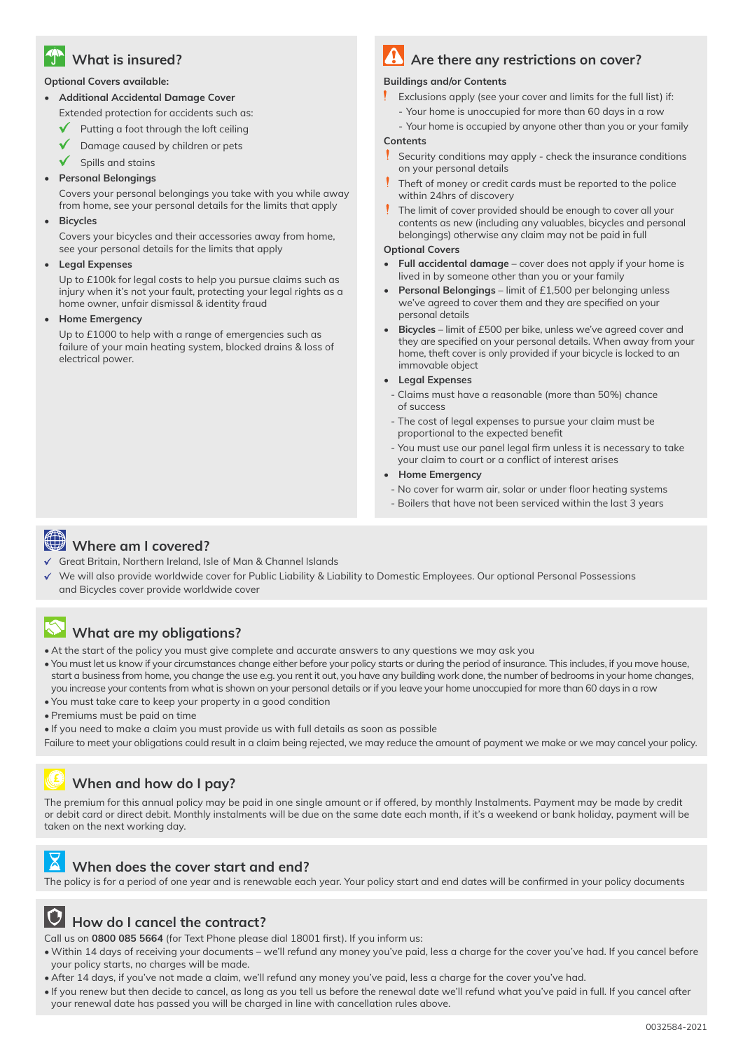## What is insured?

**Optional Covers available:**

- **Additional Accidental Damage Cover**

  Extended protection for accidents such as:

  - ✔ Putting a foot through the loft ceiling
  - ✔ Damage caused by children or pets
  - ✔ Spills and stains
- **Personal Belongings**

  Covers your personal belongings you take with you while away from home, see your personal details for the limits that apply
- **Bicycles**

  Covers your bicycles and their accessories away from home, see your personal details for the limits that apply
- **Legal Expenses**

  Up to £100k for legal costs to help you pursue claims such as injury when it's not your fault, protecting your legal rights as a home owner, unfair dismissal & identity fraud
- **Home Emergency**

  Up to £1000 to help with a range of emergencies such as failure of your main heating system, blocked drains & loss of electrical power.

## Are there any restrictions on cover?

**Buildings and/or Contents**

! Exclusions apply (see your cover and limits for the full list) if:

- Your home is unoccupied for more than 60 days in a row
- Your home is occupied by anyone other than you or your family

**Contents**

! Security conditions may apply - check the insurance conditions on your personal details

! Theft of money or credit cards must be reported to the police within 24hrs of discovery

! The limit of cover provided should be enough to cover all your contents as new (including any valuables, bicycles and personal belongings) otherwise any claim may not be paid in full

**Optional Covers**

- **Full accidental damage** – cover does not apply if your home is lived in by someone other than you or your family
- **Personal Belongings** – limit of £1,500 per belonging unless we've agreed to cover them and they are specified on your personal details
- **Bicycles** – limit of £500 per bike, unless we've agreed cover and they are specified on your personal details. When away from your home, theft cover is only provided if your bicycle is locked to an immovable object
- **Legal Expenses**
  - Claims must have a reasonable (more than 50%) chance of success
  - The cost of legal expenses to pursue your claim must be proportional to the expected benefit
  - You must use our panel legal firm unless it is necessary to take your claim to court or a conflict of interest arises
- **Home Emergency**
  - No cover for warm air, solar or under floor heating systems
  - Boilers that have not been serviced within the last 3 years

## Where am I covered?

- ✓ Great Britain, Northern Ireland, Isle of Man & Channel Islands
- ✓ We will also provide worldwide cover for Public Liability & Liability to Domestic Employees. Our optional Personal Possessions and Bicycles cover provide worldwide cover

## What are my obligations?

- At the start of the policy you must give complete and accurate answers to any questions we may ask you
- You must let us know if your circumstances change either before your policy starts or during the period of insurance. This includes, if you move house, start a business from home, you change the use e.g. you rent it out, you have any building work done, the number of bedrooms in your home changes, you increase your contents from what is shown on your personal details or if you leave your home unoccupied for more than 60 days in a row
- You must take care to keep your property in a good condition
- Premiums must be paid on time
- If you need to make a claim you must provide us with full details as soon as possible

Failure to meet your obligations could result in a claim being rejected, we may reduce the amount of payment we make or we may cancel your policy.

## When and how do I pay?

The premium for this annual policy may be paid in one single amount or if offered, by monthly Instalments. Payment may be made by credit or debit card or direct debit. Monthly instalments will be due on the same date each month, if it's a weekend or bank holiday, payment will be taken on the next working day.

## When does the cover start and end?

The policy is for a period of one year and is renewable each year. Your policy start and end dates will be confirmed in your policy documents

## How do I cancel the contract?

Call us on **0800 085 5664** (for Text Phone please dial 18001 first). If you inform us:

- Within 14 days of receiving your documents – we'll refund any money you've paid, less a charge for the cover you've had. If you cancel before your policy starts, no charges will be made.
- After 14 days, if you've not made a claim, we'll refund any money you've paid, less a charge for the cover you've had.
- If you renew but then decide to cancel, as long as you tell us before the renewal date we'll refund what you've paid in full. If you cancel after your renewal date has passed you will be charged in line with cancellation rules above.

0032584-2021